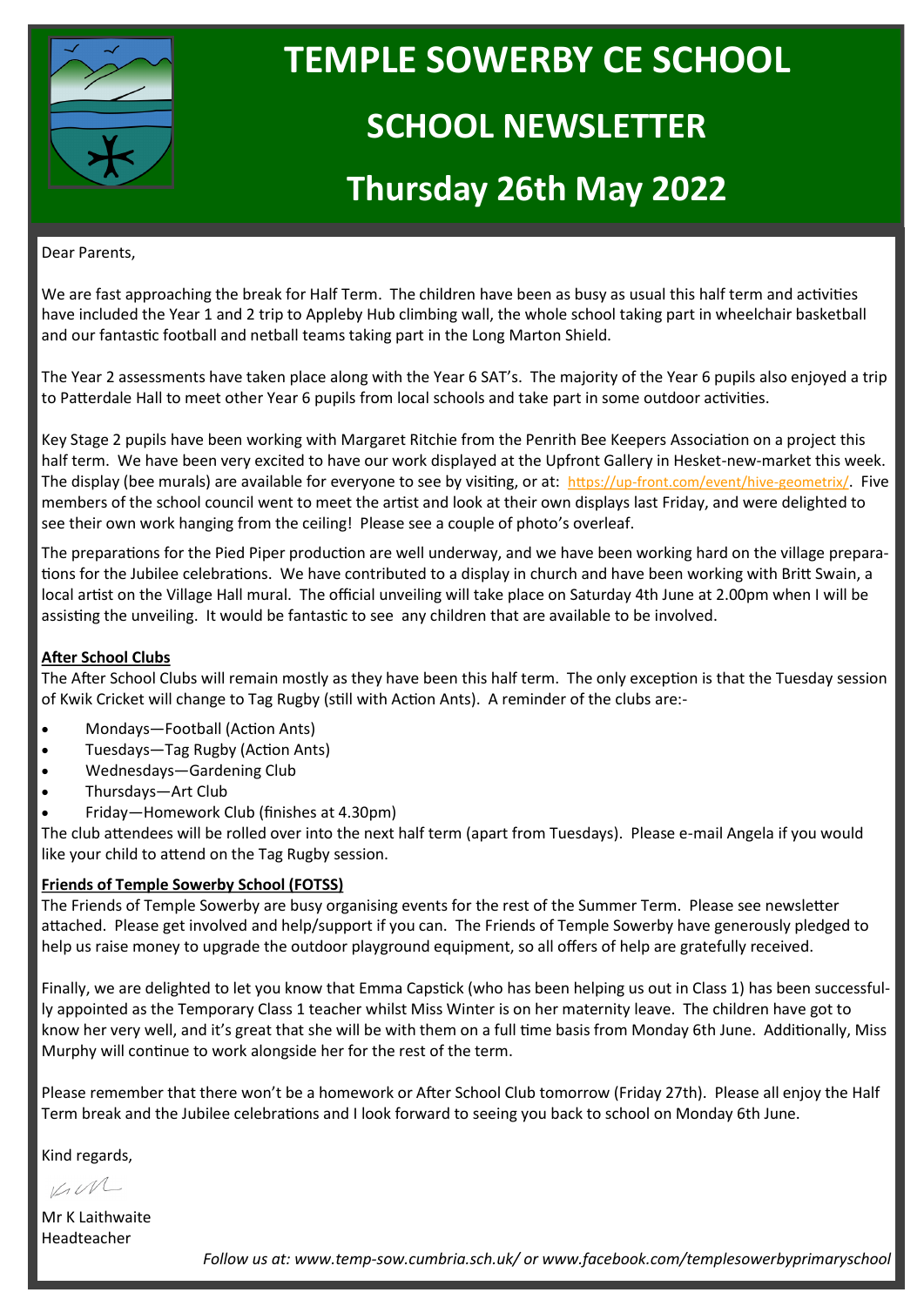# TEMPLE SOWERBY CE SCHOOL

## SCHOOL NEWSLETTER

## Thursday 26th May 2022

Dear Parents,

We are fast approaching the break for Half Term. The children have been as busy as usual this half term and activities have included the Year 1 and 2 trip to Appleby Hub climbing wall, the whole school taking part in wheelchair basketball and our fantastic football and netball teams taking part in the Long Marton Shield.

The Year 2 assessments have taken place along with the Year 6 SAT's. The majority of the Year 6 pupils also enjoyed a trip to Patterdale Hall to meet other Year 6 pupils from local schools and take part in some outdoor activities.

Key Stage 2 pupils have been working with Margaret Ritchie from the Penrith Bee Keepers Association on a project this half term. We have been very excited to have our work displayed at the Upfront Gallery in Hesket-new-market this week. The display (bee murals) are available for everyone to see by visiting, or at: https://up-front.com/event/hive-geometrix/. Five members of the school council went to meet the artist and look at their own displays last Friday, and were delighted to see their own work hanging from the ceiling! Please see a couple of photo's overleaf.

The preparations for the Pied Piper production are well underway, and we have been working hard on the village preparations for the Jubilee celebrations. We have contributed to a display in church and have been working with Britt Swain, a local artist on the Village Hall mural. The official unveiling will take place on Saturday 4th June at 2.00pm when I will be assisting the unveiling. It would be fantastic to see any children that are available to be involved.

**After School Clubs**

The After School Clubs will remain mostly as they have been this half term. The only exception is that the Tuesday session of Kwik Cricket will change to Tag Rugby (still with Action Ants). A reminder of the clubs are:-

- Mondays—Football (Action Ants)
- Tuesdays—Tag Rugby (Action Ants)
- Wednesdays—Gardening Club
- Thursdays—Art Club
- Friday—Homework Club (finishes at 4.30pm)

The club attendees will be rolled over into the next half term (apart from Tuesdays). Please e-mail Angela if you would like your child to attend on the Tag Rugby session.

**Friends of Temple Sowerby School (FOTSS)**

The Friends of Temple Sowerby are busy organising events for the rest of the Summer Term. Please see newsletter attached. Please get involved and help/support if you can. The Friends of Temple Sowerby have generously pledged to help us raise money to upgrade the outdoor playground equipment, so all offers of help are gratefully received.

Finally, we are delighted to let you know that Emma Capstick (who has been helping us out in Class 1) has been successfully appointed as the Temporary Class 1 teacher whilst Miss Winter is on her maternity leave. The children have got to know her very well, and it's great that she will be with them on a full time basis from Monday 6th June. Additionally, Miss Murphy will continue to work alongside her for the rest of the term.

Please remember that there won't be a homework or After School Club tomorrow (Friday 27th). Please all enjoy the Half Term break and the Jubilee celebrations and I look forward to seeing you back to school on Monday 6th June.

Kind regards,

Mr K Laithwaite
Headteacher

*Follow us at: www.temp-sow.cumbria.sch.uk/ or www.facebook.com/templesowerbyprimaryschool*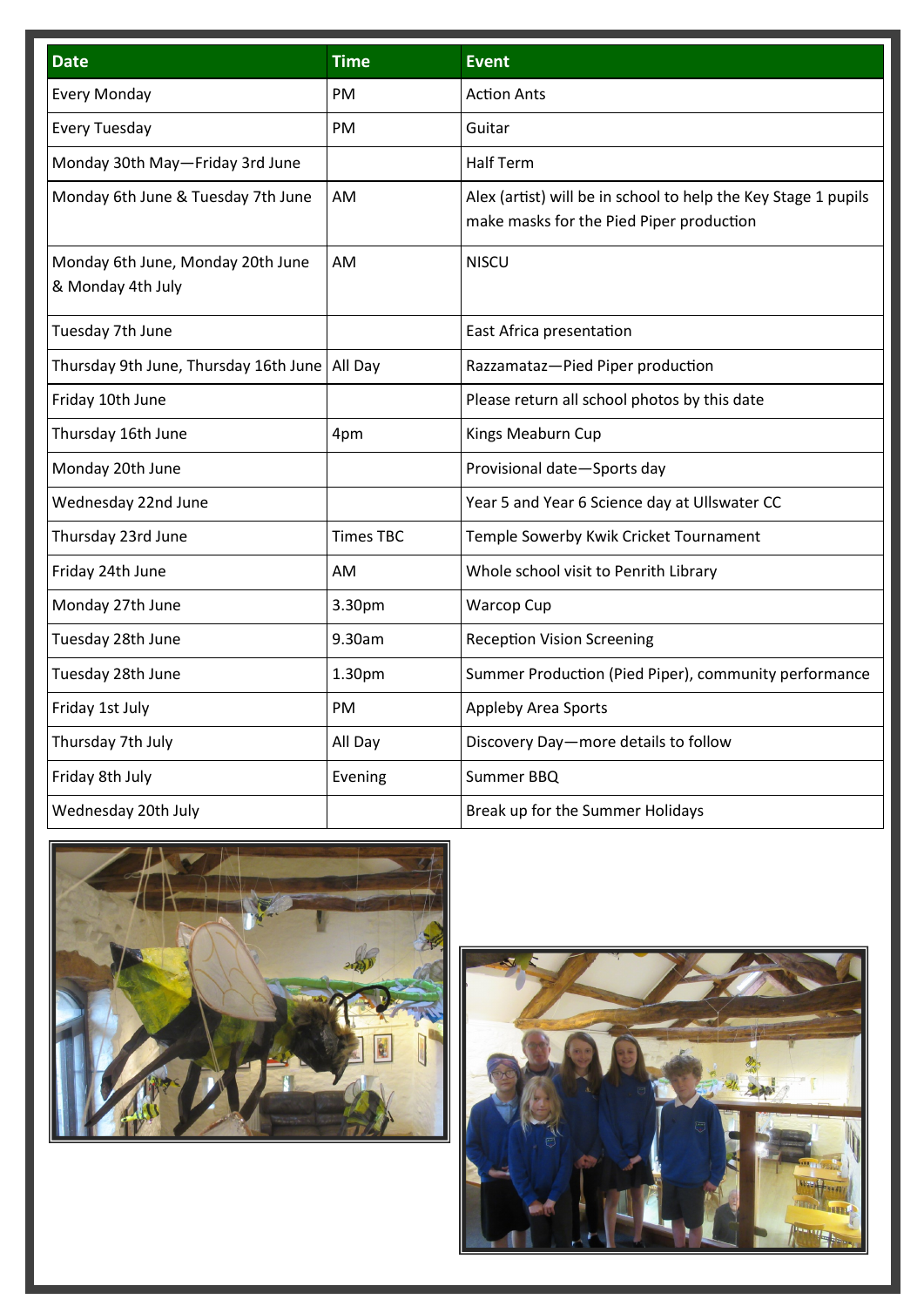| Date | Time | Event |
|---|---|---|
| Every Monday | PM | Action Ants |
| Every Tuesday | PM | Guitar |
| Monday 30th May—Friday 3rd June | | Half Term |
| Monday 6th June & Tuesday 7th June | AM | Alex (artist) will be in school to help the Key Stage 1 pupils make masks for the Pied Piper production |
| Monday 6th June, Monday 20th June & Monday 4th July | AM | NISCU |
| Tuesday 7th June | | East Africa presentation |
| Thursday 9th June, Thursday 16th June | All Day | Razzamataz—Pied Piper production |
| Friday 10th June | | Please return all school photos by this date |
| Thursday 16th June | 4pm | Kings Meaburn Cup |
| Monday 20th June | | Provisional date—Sports day |
| Wednesday 22nd June | | Year 5 and Year 6 Science day at Ullswater CC |
| Thursday 23rd June | Times TBC | Temple Sowerby Kwik Cricket Tournament |
| Friday 24th June | AM | Whole school visit to Penrith Library |
| Monday 27th June | 3.30pm | Warcop Cup |
| Tuesday 28th June | 9.30am | Reception Vision Screening |
| Tuesday 28th June | 1.30pm | Summer Production (Pied Piper), community performance |
| Friday 1st July | PM | Appleby Area Sports |
| Thursday 7th July | All Day | Discovery Day—more details to follow |
| Friday 8th July | Evening | Summer BBQ |
| Wednesday 20th July | | Break up for the Summer Holidays |